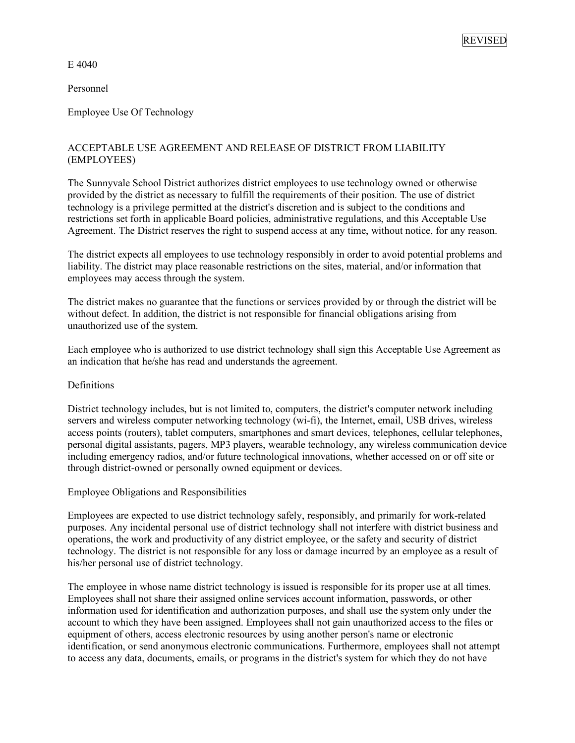REVISED

E 4040

Personnel

Employee Use Of Technology

## ACCEPTABLE USE AGREEMENT AND RELEASE OF DISTRICT FROM LIABILITY (EMPLOYEES)

The Sunnyvale School District authorizes district employees to use technology owned or otherwise provided by the district as necessary to fulfill the requirements of their position. The use of district technology is a privilege permitted at the district's discretion and is subject to the conditions and restrictions set forth in applicable Board policies, administrative regulations, and this Acceptable Use Agreement. The District reserves the right to suspend access at any time, without notice, for any reason.

The district expects all employees to use technology responsibly in order to avoid potential problems and liability. The district may place reasonable restrictions on the sites, material, and/or information that employees may access through the system.

The district makes no guarantee that the functions or services provided by or through the district will be without defect. In addition, the district is not responsible for financial obligations arising from unauthorized use of the system.

Each employee who is authorized to use district technology shall sign this Acceptable Use Agreement as an indication that he/she has read and understands the agreement.

### Definitions

District technology includes, but is not limited to, computers, the district's computer network including servers and wireless computer networking technology (wi-fi), the Internet, email, USB drives, wireless access points (routers), tablet computers, smartphones and smart devices, telephones, cellular telephones, personal digital assistants, pagers, MP3 players, wearable technology, any wireless communication device including emergency radios, and/or future technological innovations, whether accessed on or off site or through district-owned or personally owned equipment or devices.

### Employee Obligations and Responsibilities

Employees are expected to use district technology safely, responsibly, and primarily for work-related purposes. Any incidental personal use of district technology shall not interfere with district business and operations, the work and productivity of any district employee, or the safety and security of district technology. The district is not responsible for any loss or damage incurred by an employee as a result of his/her personal use of district technology.

The employee in whose name district technology is issued is responsible for its proper use at all times. Employees shall not share their assigned online services account information, passwords, or other information used for identification and authorization purposes, and shall use the system only under the account to which they have been assigned. Employees shall not gain unauthorized access to the files or equipment of others, access electronic resources by using another person's name or electronic identification, or send anonymous electronic communications. Furthermore, employees shall not attempt to access any data, documents, emails, or programs in the district's system for which they do not have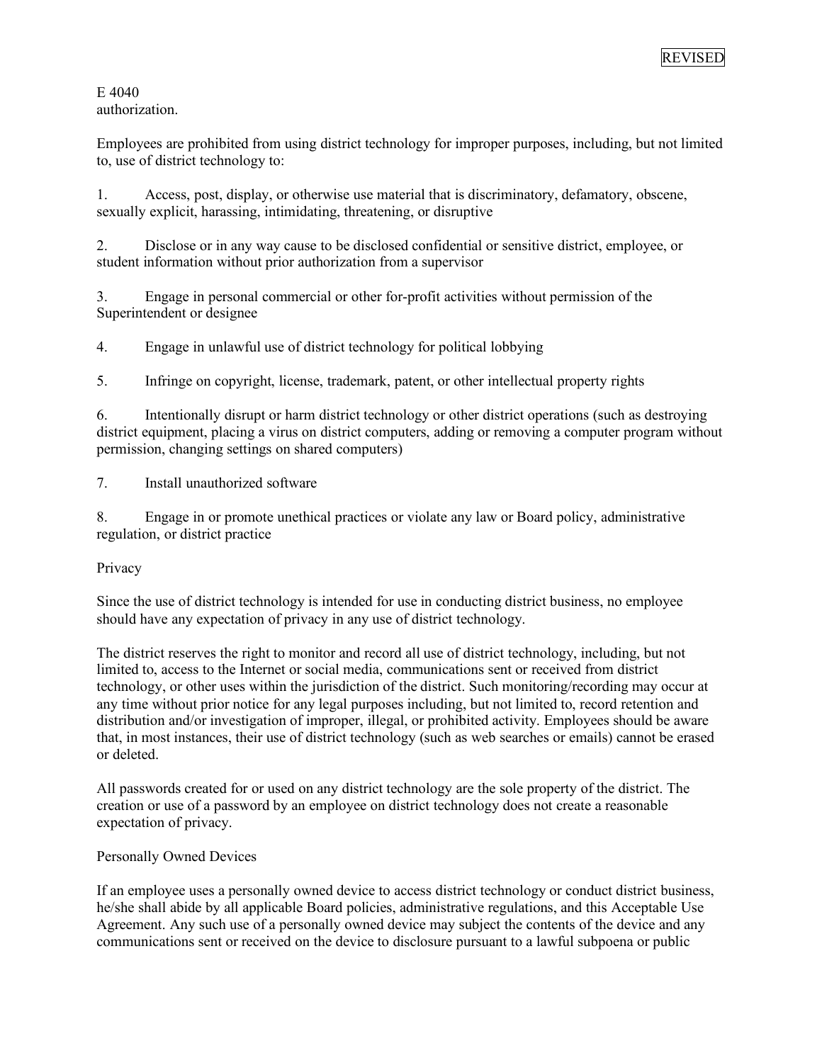REVISED

E 4040
authorization.

Employees are prohibited from using district technology for improper purposes, including, but not limited to, use of district technology to:

1. Access, post, display, or otherwise use material that is discriminatory, defamatory, obscene, sexually explicit, harassing, intimidating, threatening, or disruptive

2. Disclose or in any way cause to be disclosed confidential or sensitive district, employee, or student information without prior authorization from a supervisor

3. Engage in personal commercial or other for-profit activities without permission of the Superintendent or designee

4. Engage in unlawful use of district technology for political lobbying

5. Infringe on copyright, license, trademark, patent, or other intellectual property rights

6. Intentionally disrupt or harm district technology or other district operations (such as destroying district equipment, placing a virus on district computers, adding or removing a computer program without permission, changing settings on shared computers)

7. Install unauthorized software

8. Engage in or promote unethical practices or violate any law or Board policy, administrative regulation, or district practice

Privacy

Since the use of district technology is intended for use in conducting district business, no employee should have any expectation of privacy in any use of district technology.

The district reserves the right to monitor and record all use of district technology, including, but not limited to, access to the Internet or social media, communications sent or received from district technology, or other uses within the jurisdiction of the district. Such monitoring/recording may occur at any time without prior notice for any legal purposes including, but not limited to, record retention and distribution and/or investigation of improper, illegal, or prohibited activity. Employees should be aware that, in most instances, their use of district technology (such as web searches or emails) cannot be erased or deleted.

All passwords created for or used on any district technology are the sole property of the district. The creation or use of a password by an employee on district technology does not create a reasonable expectation of privacy.

Personally Owned Devices

If an employee uses a personally owned device to access district technology or conduct district business, he/she shall abide by all applicable Board policies, administrative regulations, and this Acceptable Use Agreement. Any such use of a personally owned device may subject the contents of the device and any communications sent or received on the device to disclosure pursuant to a lawful subpoena or public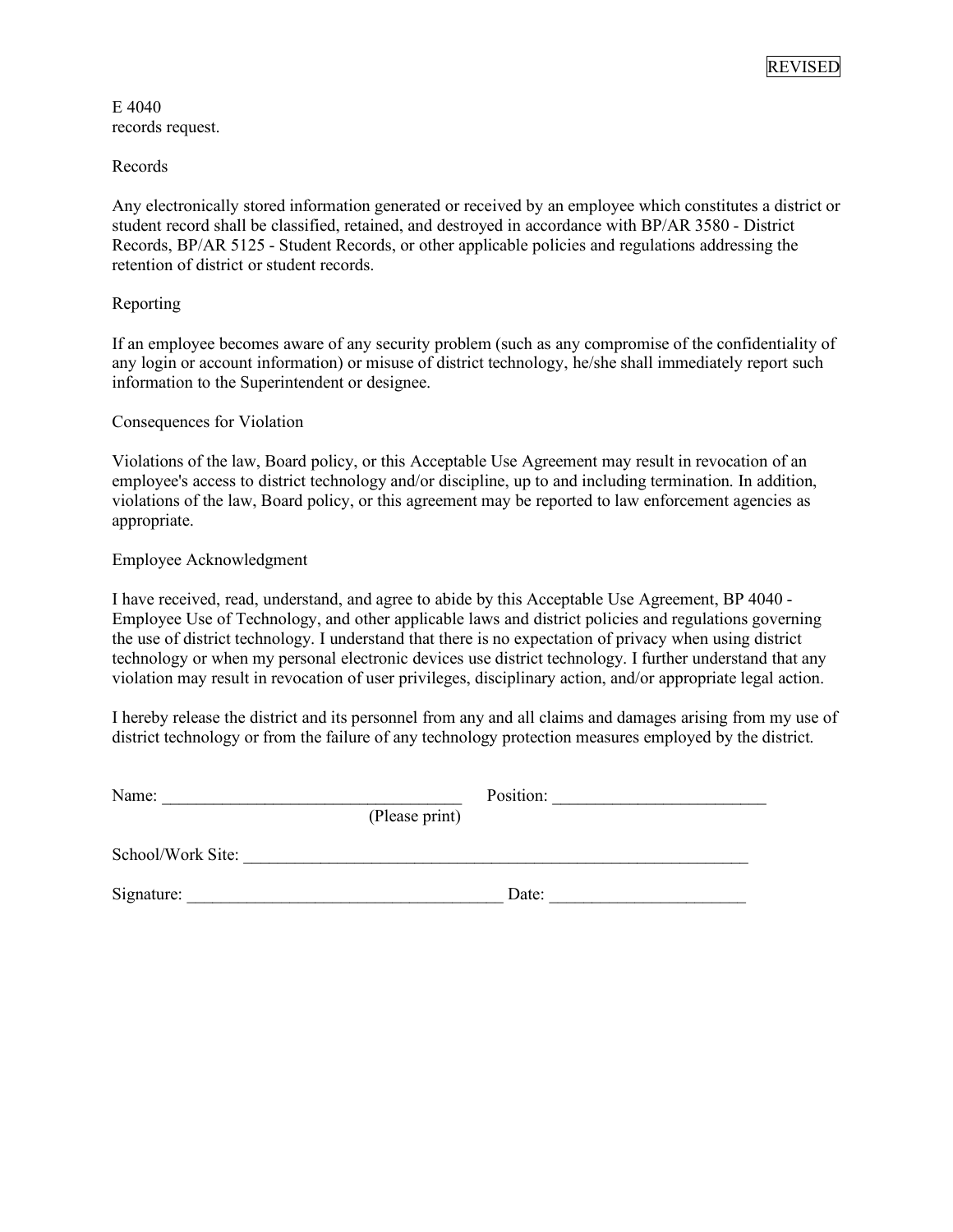E 4040
records request.

## Records

Any electronically stored information generated or received by an employee which constitutes a district or student record shall be classified, retained, and destroyed in accordance with BP/AR 3580 - District Records, BP/AR 5125 - Student Records, or other applicable policies and regulations addressing the retention of district or student records.

## Reporting

If an employee becomes aware of any security problem (such as any compromise of the confidentiality of any login or account information) or misuse of district technology, he/she shall immediately report such information to the Superintendent or designee.

## Consequences for Violation

Violations of the law, Board policy, or this Acceptable Use Agreement may result in revocation of an employee's access to district technology and/or discipline, up to and including termination. In addition, violations of the law, Board policy, or this agreement may be reported to law enforcement agencies as appropriate.

## Employee Acknowledgment

I have received, read, understand, and agree to abide by this Acceptable Use Agreement, BP 4040 - Employee Use of Technology, and other applicable laws and district policies and regulations governing the use of district technology. I understand that there is no expectation of privacy when using district technology or when my personal electronic devices use district technology. I further understand that any violation may result in revocation of user privileges, disciplinary action, and/or appropriate legal action.

I hereby release the district and its personnel from any and all claims and damages arising from my use of district technology or from the failure of any technology protection measures employed by the district.

Name: ___________________________________ Position: ________________________
(Please print)

School/Work Site: ____________________________________________________________

Signature: ____________________________________ Date: ______________________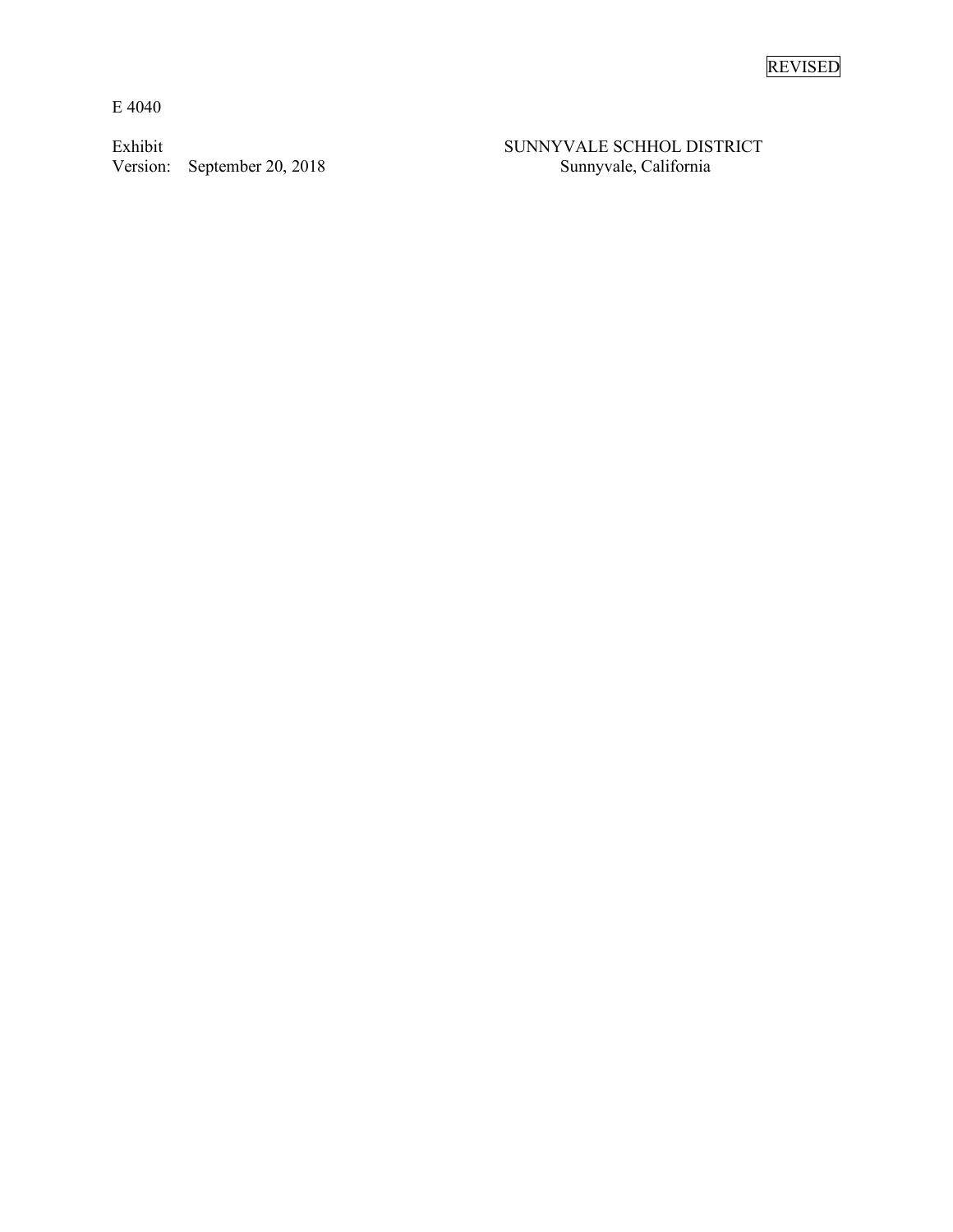REVISED

E 4040

Exhibit
Version: September 20, 2018

SUNNYVALE SCHHOL DISTRICT
Sunnyvale, California